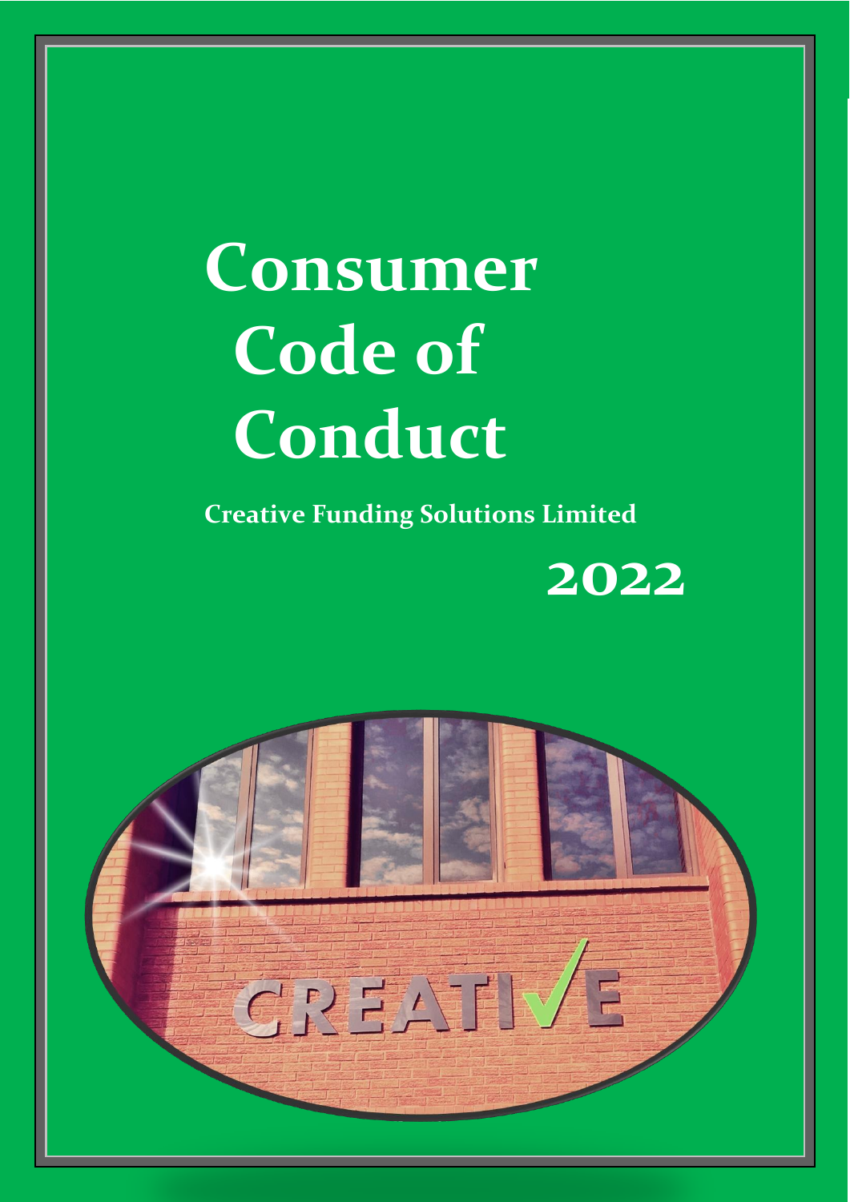# Consumer Code of Conduct

**Creative Funding Solutions Limited**

**2022**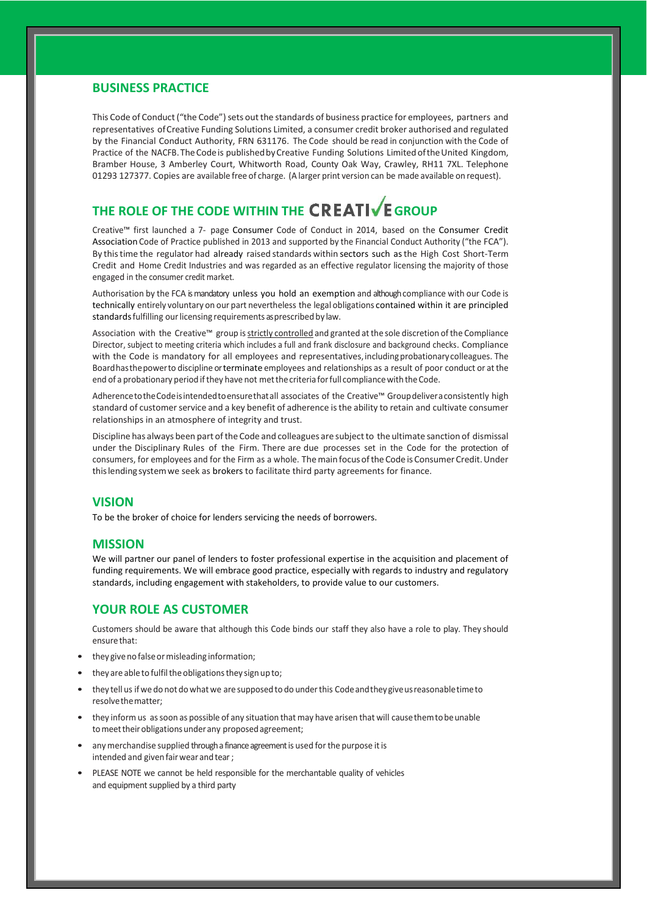## BUSINESS PRACTICE

This Code of Conduct ("the Code") sets out the standards of business practice for employees, partners and representatives of Creative Funding Solutions Limited, a consumer credit broker authorised and regulated by the Financial Conduct Authority, FRN 631176. The Code should be read in conjunction with the Code of Practice of the NACFB. The Code is published by Creative Funding Solutions Limited of the United Kingdom, Bramber House, 3 Amberley Court, Whitworth Road, County Oak Way, Crawley, RH11 7XL. Telephone 01293 127377. Copies are available free of charge. (A larger print version can be made available on request).

## THE ROLE OF THE CODE WITHIN THE CREATIVE GROUP

Creative™ first launched a 7- page Consumer Code of Conduct in 2014, based on the Consumer Credit Association Code of Practice published in 2013 and supported by the Financial Conduct Authority ("the FCA"). By this time the regulator had already raised standards within sectors such as the High Cost Short-Term Credit and Home Credit Industries and was regarded as an effective regulator licensing the majority of those engaged in the consumer credit market.

Authorisation by the FCA is mandatory unless you hold an exemption and although compliance with our Code is technically entirely voluntary on our part nevertheless the legal obligations contained within it are principled standards fulfilling our licensing requirements as prescribed by law.

Association with the Creative™ group is strictly controlled and granted at the sole discretion of the Compliance Director, subject to meeting criteria which includes a full and frank disclosure and background checks. Compliance with the Code is mandatory for all employees and representatives, including probationary colleagues. The Board has the power to discipline or terminate employees and relationships as a result of poor conduct or at the end of a probationary period if they have not met the criteria for full compliance with the Code.

Adherence to the Code is intended to ensure that all associates of the Creative™ Group deliver a consistently high standard of customer service and a key benefit of adherence is the ability to retain and cultivate consumer relationships in an atmosphere of integrity and trust.

Discipline has always been part of the Code and colleagues are subject to the ultimate sanction of dismissal under the Disciplinary Rules of the Firm. There are due processes set in the Code for the protection of consumers, for employees and for the Firm as a whole. The main focus of the Code is Consumer Credit. Under this lending system we seek as brokers to facilitate third party agreements for finance.

## VISION

To be the broker of choice for lenders servicing the needs of borrowers.

## MISSION

We will partner our panel of lenders to foster professional expertise in the acquisition and placement of funding requirements. We will embrace good practice, especially with regards to industry and regulatory standards, including engagement with stakeholders, to provide value to our customers.

## YOUR ROLE AS CUSTOMER

Customers should be aware that although this Code binds our staff they also have a role to play. They should ensure that:

- they give no false or misleading information;
- they are able to fulfil the obligations they sign up to;
- they tell us if we do not do what we are supposed to do under this Code and they give us reasonable time to resolve the matter;
- they inform us as soon as possible of any situation that may have arisen that will cause them to be unable to meet their obligations under any proposed agreement;
- any merchandise supplied through a finance agreement is used for the purpose it is intended and given fair wear and tear ;
- PLEASE NOTE we cannot be held responsible for the merchantable quality of vehicles and equipment supplied by a third party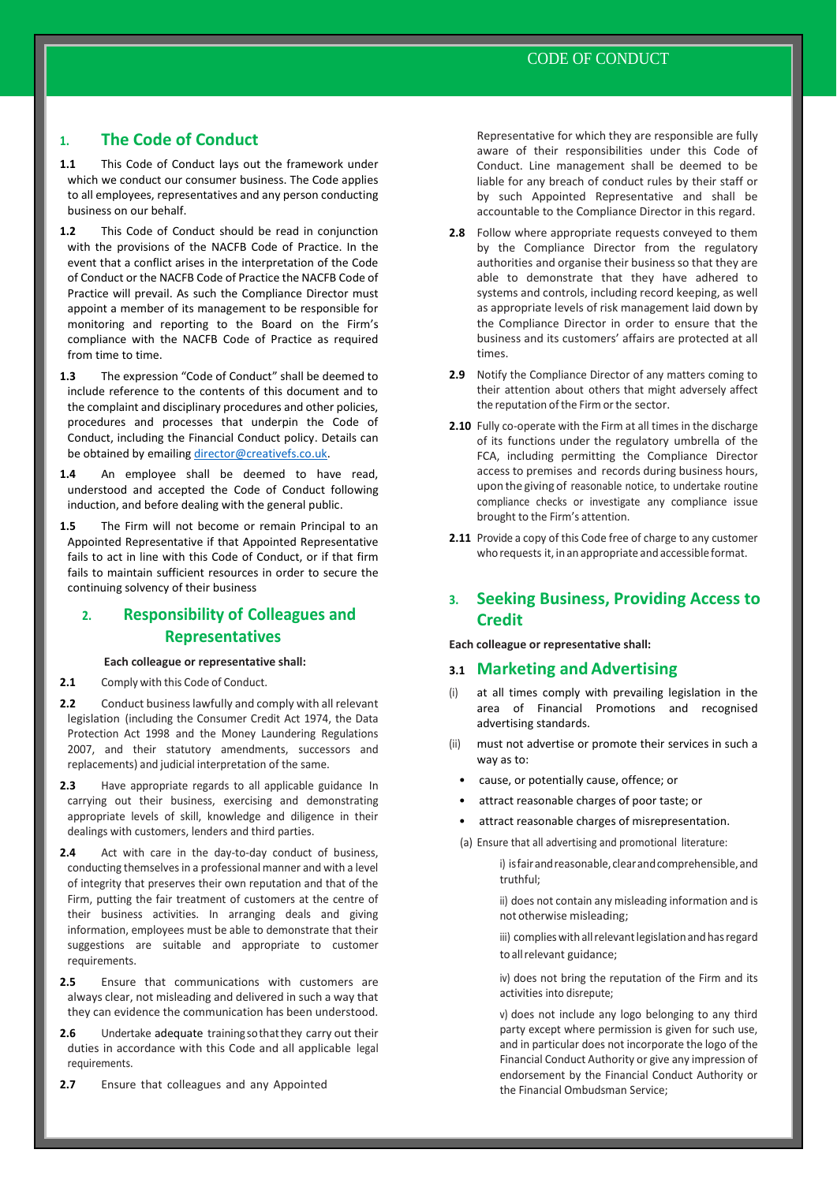## 1. The Code of Conduct

**1.1** This Code of Conduct lays out the framework under which we conduct our consumer business. The Code applies to all employees, representatives and any person conducting business on our behalf.

**1.2** This Code of Conduct should be read in conjunction with the provisions of the NACFB Code of Practice. In the event that a conflict arises in the interpretation of the Code of Conduct or the NACFB Code of Practice the NACFB Code of Practice will prevail. As such the Compliance Director must appoint a member of its management to be responsible for monitoring and reporting to the Board on the Firm's compliance with the NACFB Code of Practice as required from time to time.

**1.3** The expression "Code of Conduct" shall be deemed to include reference to the contents of this document and to the complaint and disciplinary procedures and other policies, procedures and processes that underpin the Code of Conduct, including the Financial Conduct policy. Details can be obtained by emailing director@creativefs.co.uk.

**1.4** An employee shall be deemed to have read, understood and accepted the Code of Conduct following induction, and before dealing with the general public.

**1.5** The Firm will not become or remain Principal to an Appointed Representative if that Appointed Representative fails to act in line with this Code of Conduct, or if that firm fails to maintain sufficient resources in order to secure the continuing solvency of their business

## 2. Responsibility of Colleagues and Representatives

**Each colleague or representative shall:**

**2.1** Comply with this Code of Conduct.

**2.2** Conduct business lawfully and comply with all relevant legislation (including the Consumer Credit Act 1974, the Data Protection Act 1998 and the Money Laundering Regulations 2007, and their statutory amendments, successors and replacements) and judicial interpretation of the same.

**2.3** Have appropriate regards to all applicable guidance In carrying out their business, exercising and demonstrating appropriate levels of skill, knowledge and diligence in their dealings with customers, lenders and third parties.

**2.4** Act with care in the day-to-day conduct of business, conducting themselves in a professional manner and with a level of integrity that preserves their own reputation and that of the Firm, putting the fair treatment of customers at the centre of their business activities. In arranging deals and giving information, employees must be able to demonstrate that their suggestions are suitable and appropriate to customer requirements.

**2.5** Ensure that communications with customers are always clear, not misleading and delivered in such a way that they can evidence the communication has been understood.

**2.6** Undertake adequate training so that they carry out their duties in accordance with this Code and all applicable legal requirements.

**2.7** Ensure that colleagues and any Appointed Representative for which they are responsible are fully aware of their responsibilities under this Code of Conduct. Line management shall be deemed to be liable for any breach of conduct rules by their staff or by such Appointed Representative and shall be accountable to the Compliance Director in this regard.

**2.8** Follow where appropriate requests conveyed to them by the Compliance Director from the regulatory authorities and organise their business so that they are able to demonstrate that they have adhered to systems and controls, including record keeping, as well as appropriate levels of risk management laid down by the Compliance Director in order to ensure that the business and its customers' affairs are protected at all times.

**2.9** Notify the Compliance Director of any matters coming to their attention about others that might adversely affect the reputation of the Firm or the sector.

**2.10** Fully co-operate with the Firm at all times in the discharge of its functions under the regulatory umbrella of the FCA, including permitting the Compliance Director access to premises and records during business hours, upon the giving of reasonable notice, to undertake routine compliance checks or investigate any compliance issue brought to the Firm's attention.

**2.11** Provide a copy of this Code free of charge to any customer who requests it, in an appropriate and accessible format.

## 3. Seeking Business, Providing Access to Credit

**Each colleague or representative shall:**

### 3.1 Marketing and Advertising

(i) at all times comply with prevailing legislation in the area of Financial Promotions and recognised advertising standards.

(ii) must not advertise or promote their services in such a way as to:

- cause, or potentially cause, offence; or
- attract reasonable charges of poor taste; or
- attract reasonable charges of misrepresentation.

(a) Ensure that all advertising and promotional literature:

i) is fair and reasonable, clear and comprehensible, and truthful;

ii) does not contain any misleading information and is not otherwise misleading;

iii) complies with all relevant legislation and has regard to all relevant guidance;

iv) does not bring the reputation of the Firm and its activities into disrepute;

v) does not include any logo belonging to any third party except where permission is given for such use, and in particular does not incorporate the logo of the Financial Conduct Authority or give any impression of endorsement by the Financial Conduct Authority or the Financial Ombudsman Service;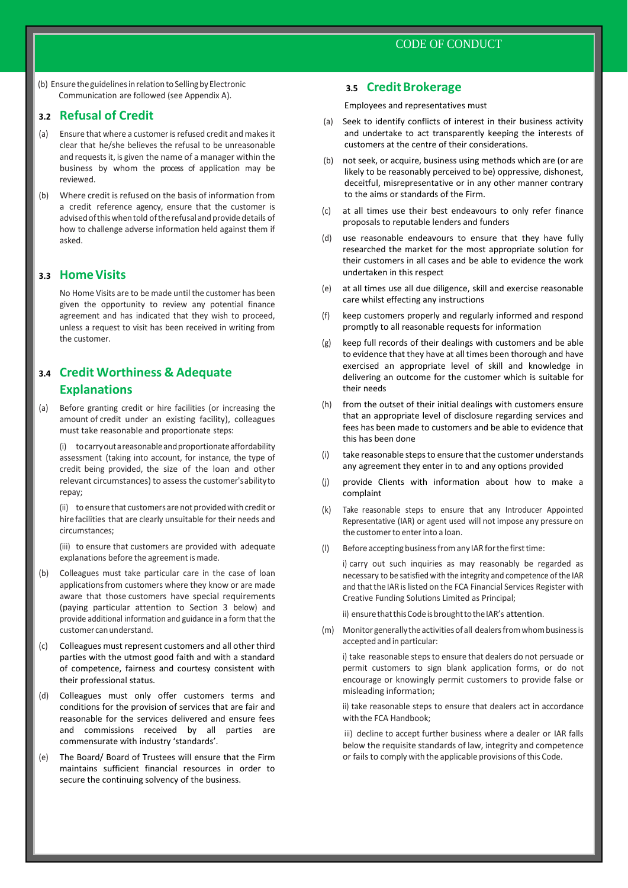(b) Ensure the guidelines in relation to Selling by Electronic Communication are followed (see Appendix A).

## 3.2 Refusal of Credit

(a) Ensure that where a customer is refused credit and makes it clear that he/she believes the refusal to be unreasonable and requests it, is given the name of a manager within the business by whom the process of application may be reviewed.

(b) Where credit is refused on the basis of information from a credit reference agency, ensure that the customer is advised of this when told of the refusal and provide details of how to challenge adverse information held against them if asked.

## 3.3 Home Visits

No Home Visits are to be made until the customer has been given the opportunity to review any potential finance agreement and has indicated that they wish to proceed, unless a request to visit has been received in writing from the customer.

## 3.4 Credit Worthiness & Adequate Explanations

(a) Before granting credit or hire facilities (or increasing the amount of credit under an existing facility), colleagues must take reasonable and proportionate steps:

(i) to carry out a reasonable and proportionate affordability assessment (taking into account, for instance, the type of credit being provided, the size of the loan and other relevant circumstances) to assess the customer's ability to repay;

(ii) to ensure that customers are not provided with credit or hire facilities that are clearly unsuitable for their needs and circumstances;

(iii) to ensure that customers are provided with adequate explanations before the agreement is made.

(b) Colleagues must take particular care in the case of loan applications from customers where they know or are made aware that those customers have special requirements (paying particular attention to Section 3 below) and provide additional information and guidance in a form that the customer can understand.

(c) Colleagues must represent customers and all other third parties with the utmost good faith and with a standard of competence, fairness and courtesy consistent with their professional status.

(d) Colleagues must only offer customers terms and conditions for the provision of services that are fair and reasonable for the services delivered and ensure fees and commissions received by all parties are commensurate with industry 'standards'.

(e) The Board/ Board of Trustees will ensure that the Firm maintains sufficient financial resources in order to secure the continuing solvency of the business.

## 3.5 Credit Brokerage

Employees and representatives must

(a) Seek to identify conflicts of interest in their business activity and undertake to act transparently keeping the interests of customers at the centre of their considerations.

(b) not seek, or acquire, business using methods which are (or are likely to be reasonably perceived to be) oppressive, dishonest, deceitful, misrepresentative or in any other manner contrary to the aims or standards of the Firm.

(c) at all times use their best endeavours to only refer finance proposals to reputable lenders and funders

(d) use reasonable endeavours to ensure that they have fully researched the market for the most appropriate solution for their customers in all cases and be able to evidence the work undertaken in this respect

(e) at all times use all due diligence, skill and exercise reasonable care whilst effecting any instructions

(f) keep customers properly and regularly informed and respond promptly to all reasonable requests for information

(g) keep full records of their dealings with customers and be able to evidence that they have at all times been thorough and have exercised an appropriate level of skill and knowledge in delivering an outcome for the customer which is suitable for their needs

(h) from the outset of their initial dealings with customers ensure that an appropriate level of disclosure regarding services and fees has been made to customers and be able to evidence that this has been done

(i) take reasonable steps to ensure that the customer understands any agreement they enter in to and any options provided

(j) provide Clients with information about how to make a complaint

(k) Take reasonable steps to ensure that any Introducer Appointed Representative (IAR) or agent used will not impose any pressure on the customer to enter into a loan.

(l) Before accepting business from any IAR for the first time:

i) carry out such inquiries as may reasonably be regarded as necessary to be satisfied with the integrity and competence of the IAR and that the IAR is listed on the FCA Financial Services Register with Creative Funding Solutions Limited as Principal;

ii) ensure that this Code is brought to the IAR's attention.

(m) Monitor generally the activities of all dealers from whom business is accepted and in particular:

i) take reasonable steps to ensure that dealers do not persuade or permit customers to sign blank application forms, or do not encourage or knowingly permit customers to provide false or misleading information;

ii) take reasonable steps to ensure that dealers act in accordance with the FCA Handbook;

iii) decline to accept further business where a dealer or IAR falls below the requisite standards of law, integrity and competence or fails to comply with the applicable provisions of this Code.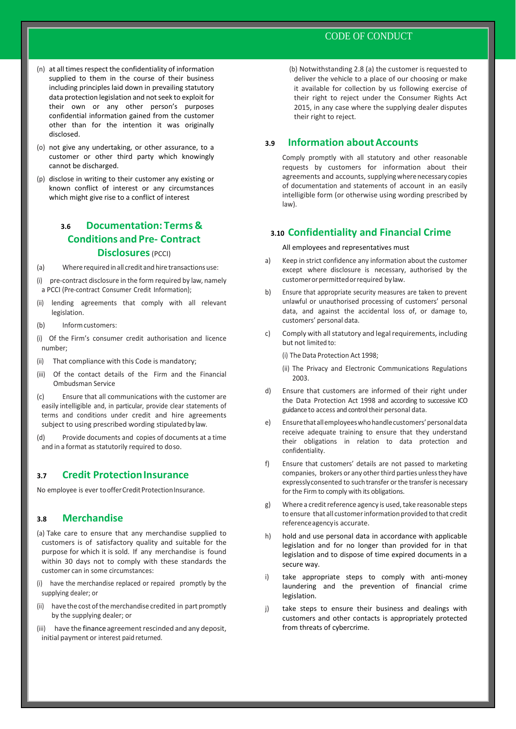(n) at all times respect the confidentiality of information supplied to them in the course of their business including principles laid down in prevailing statutory data protection legislation and not seek to exploit for their own or any other person's purposes confidential information gained from the customer other than for the intention it was originally disclosed.

(o) not give any undertaking, or other assurance, to a customer or other third party which knowingly cannot be discharged.

(p) disclose in writing to their customer any existing or known conflict of interest or any circumstances which might give rise to a conflict of interest

## 3.6 Documentation: Terms & Conditions and Pre- Contract Disclosures (PCCI)

(a) Where required in all credit and hire transactions use:

(i) pre-contract disclosure in the form required by law, namely a PCCI (Pre-contract Consumer Credit Information);

(ii) lending agreements that comply with all relevant legislation.

(b) Inform customers:

(i) Of the Firm's consumer credit authorisation and licence number;

(ii) That compliance with this Code is mandatory;

(iii) Of the contact details of the Firm and the Financial Ombudsman Service

(c) Ensure that all communications with the customer are easily intelligible and, in particular, provide clear statements of terms and conditions under credit and hire agreements subject to using prescribed wording stipulated by law.

(d) Provide documents and copies of documents at a time and in a format as statutorily required to do so.

## 3.7 Credit Protection Insurance

No employee is ever to offer Credit Protection Insurance.

## 3.8 Merchandise

(a) Take care to ensure that any merchandise supplied to customers is of satisfactory quality and suitable for the purpose for which it is sold. If any merchandise is found within 30 days not to comply with these standards the customer can in some circumstances:

(i) have the merchandise replaced or repaired promptly by the supplying dealer; or

(ii) have the cost of the merchandise credited in part promptly by the supplying dealer; or

(iii) have the finance agreement rescinded and any deposit, initial payment or interest paid returned.

(b) Notwithstanding 2.8 (a) the customer is requested to deliver the vehicle to a place of our choosing or make it available for collection by us following exercise of their right to reject under the Consumer Rights Act 2015, in any case where the supplying dealer disputes their right to reject.

## 3.9 Information about Accounts

Comply promptly with all statutory and other reasonable requests by customers for information about their agreements and accounts, supplying where necessary copies of documentation and statements of account in an easily intelligible form (or otherwise using wording prescribed by law).

## 3.10 Confidentiality and Financial Crime

All employees and representatives must

a) Keep in strict confidence any information about the customer except where disclosure is necessary, authorised by the customer or permitted or required by law.

b) Ensure that appropriate security measures are taken to prevent unlawful or unauthorised processing of customers' personal data, and against the accidental loss of, or damage to, customers' personal data.

c) Comply with all statutory and legal requirements, including but not limited to:

   (i) The Data Protection Act 1998;

   (ii) The Privacy and Electronic Communications Regulations 2003.

d) Ensure that customers are informed of their right under the Data Protection Act 1998 and according to successive ICO guidance to access and control their personal data.

e) Ensure that all employees who handle customers' personal data receive adequate training to ensure that they understand their obligations in relation to data protection and confidentiality.

f) Ensure that customers' details are not passed to marketing companies, brokers or any other third parties unless they have expressly consented to such transfer or the transfer is necessary for the Firm to comply with its obligations.

g) Where a credit reference agency is used, take reasonable steps to ensure that all customer information provided to that credit reference agency is accurate.

h) hold and use personal data in accordance with applicable legislation and for no longer than provided for in that legislation and to dispose of time expired documents in a secure way.

i) take appropriate steps to comply with anti-money laundering and the prevention of financial crime legislation.

j) take steps to ensure their business and dealings with customers and other contacts is appropriately protected from threats of cybercrime.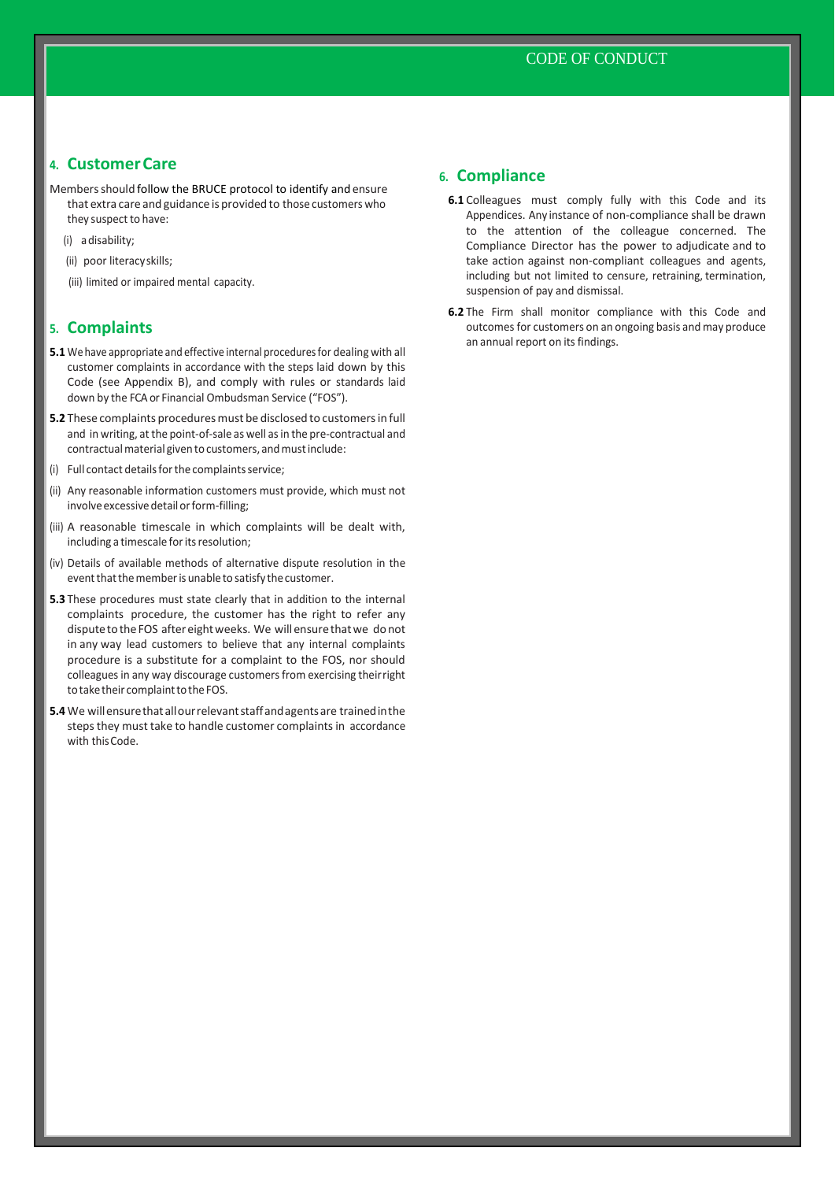## 4. Customer Care

Members should follow the BRUCE protocol to identify and ensure that extra care and guidance is provided to those customers who they suspect to have:

(i) a disability;

(ii) poor literacy skills;

(iii) limited or impaired mental capacity.

## 5. Complaints

**5.1** We have appropriate and effective internal procedures for dealing with all customer complaints in accordance with the steps laid down by this Code (see Appendix B), and comply with rules or standards laid down by the FCA or Financial Ombudsman Service ("FOS").

**5.2** These complaints procedures must be disclosed to customers in full and in writing, at the point-of-sale as well as in the pre-contractual and contractual material given to customers, and must include:

(i) Full contact details for the complaints service;

(ii) Any reasonable information customers must provide, which must not involve excessive detail or form-filling;

(iii) A reasonable timescale in which complaints will be dealt with, including a timescale for its resolution;

(iv) Details of available methods of alternative dispute resolution in the event that the member is unable to satisfy the customer.

**5.3** These procedures must state clearly that in addition to the internal complaints procedure, the customer has the right to refer any dispute to the FOS after eight weeks. We will ensure that we do not in any way lead customers to believe that any internal complaints procedure is a substitute for a complaint to the FOS, nor should colleagues in any way discourage customers from exercising their right to take their complaint to the FOS.

**5.4** We will ensure that all our relevant staff and agents are trained in the steps they must take to handle customer complaints in accordance with this Code.

## 6. Compliance

**6.1** Colleagues must comply fully with this Code and its Appendices. Any instance of non-compliance shall be drawn to the attention of the colleague concerned. The Compliance Director has the power to adjudicate and to take action against non-compliant colleagues and agents, including but not limited to censure, retraining, termination, suspension of pay and dismissal.

**6.2** The Firm shall monitor compliance with this Code and outcomes for customers on an ongoing basis and may produce an annual report on its findings.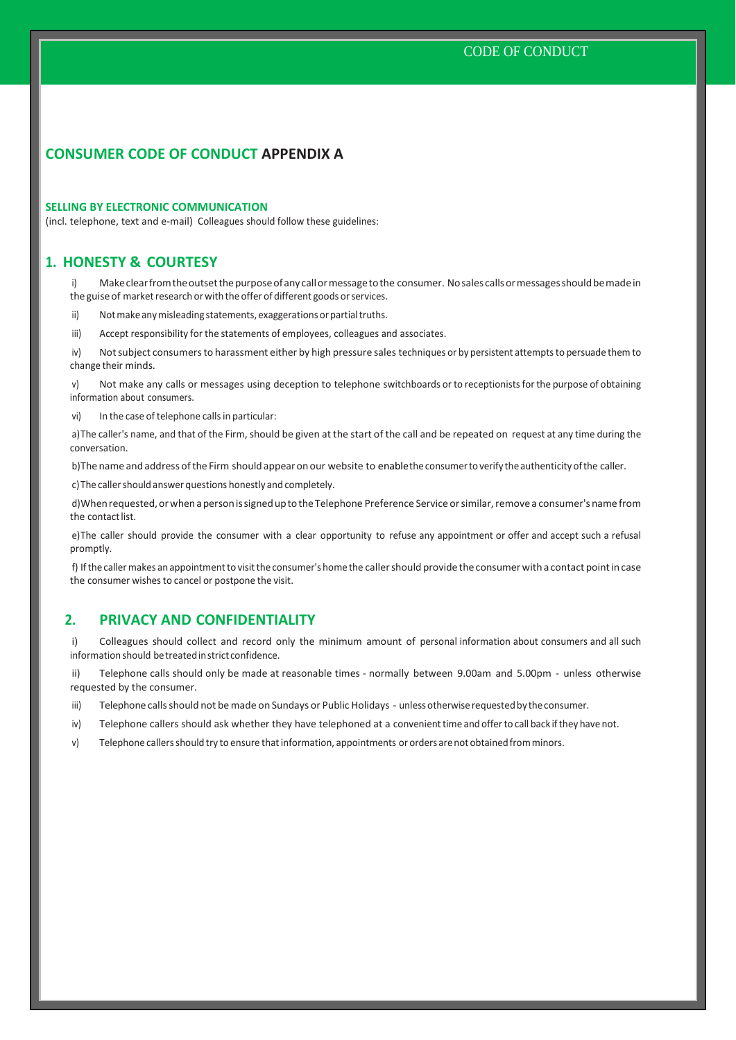## CONSUMER CODE OF CONDUCT APPENDIX A

**SELLING BY ELECTRONIC COMMUNICATION**

(incl. telephone, text and e-mail) Colleagues should follow these guidelines:

## 1. HONESTY & COURTESY

i) Make clear from the outset the purpose of any call or message to the consumer. No sales calls or messages should be made in the guise of market research or with the offer of different goods or services.

ii) Not make any misleading statements, exaggerations or partial truths.

iii) Accept responsibility for the statements of employees, colleagues and associates.

iv) Not subject consumers to harassment either by high pressure sales techniques or by persistent attempts to persuade them to change their minds.

v) Not make any calls or messages using deception to telephone switchboards or to receptionists for the purpose of obtaining information about consumers.

vi) In the case of telephone calls in particular:

a) The caller's name, and that of the Firm, should be given at the start of the call and be repeated on request at any time during the conversation.

b) The name and address of the Firm should appear on our website to enable the consumer to verify the authenticity of the caller.

c) The caller should answer questions honestly and completely.

d) When requested, or when a person is signed up to the Telephone Preference Service or similar, remove a consumer's name from the contact list.

e) The caller should provide the consumer with a clear opportunity to refuse any appointment or offer and accept such a refusal promptly.

f) If the caller makes an appointment to visit the consumer's home the caller should provide the consumer with a contact point in case the consumer wishes to cancel or postpone the visit.

## 2. PRIVACY AND CONFIDENTIALITY

i) Colleagues should collect and record only the minimum amount of personal information about consumers and all such information should be treated in strict confidence.

ii) Telephone calls should only be made at reasonable times - normally between 9.00am and 5.00pm - unless otherwise requested by the consumer.

iii) Telephone calls should not be made on Sundays or Public Holidays - unless otherwise requested by the consumer.

iv) Telephone callers should ask whether they have telephoned at a convenient time and offer to call back if they have not.

v) Telephone callers should try to ensure that information, appointments or orders are not obtained from minors.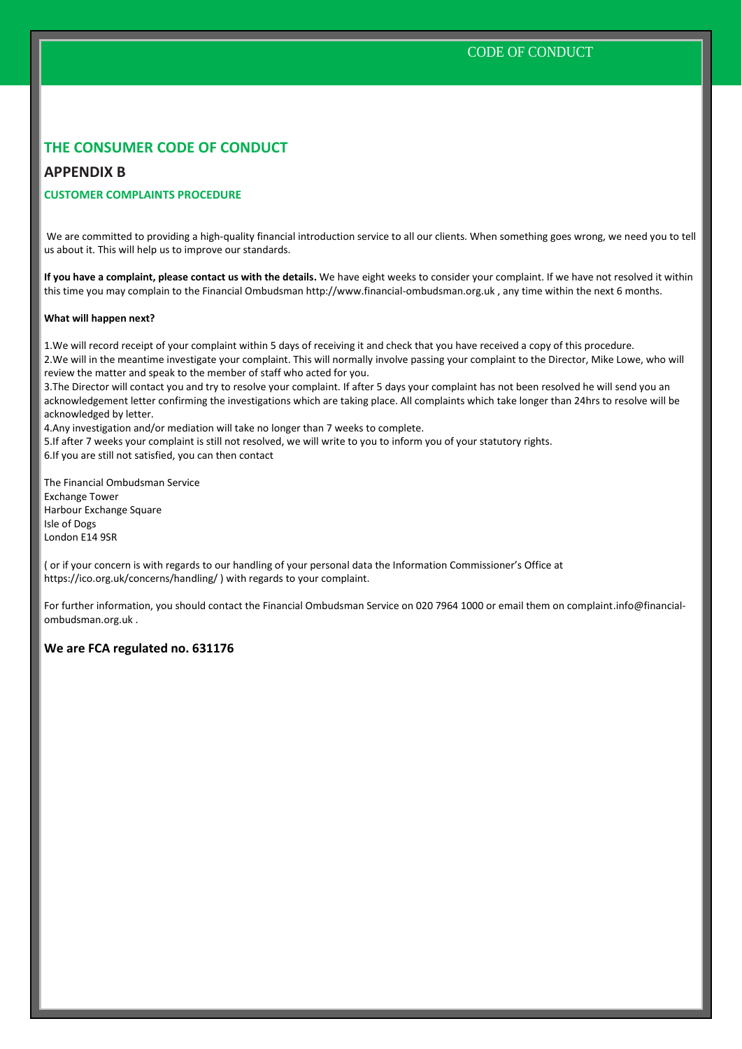## THE CONSUMER CODE OF CONDUCT

## APPENDIX B

### CUSTOMER COMPLAINTS PROCEDURE

We are committed to providing a high-quality financial introduction service to all our clients. When something goes wrong, we need you to tell us about it. This will help us to improve our standards.

**If you have a complaint, please contact us with the details.** We have eight weeks to consider your complaint. If we have not resolved it within this time you may complain to the Financial Ombudsman http://www.financial-ombudsman.org.uk , any time within the next 6 months.

**What will happen next?**

1.We will record receipt of your complaint within 5 days of receiving it and check that you have received a copy of this procedure.
2.We will in the meantime investigate your complaint. This will normally involve passing your complaint to the Director, Mike Lowe, who will review the matter and speak to the member of staff who acted for you.
3.The Director will contact you and try to resolve your complaint. If after 5 days your complaint has not been resolved he will send you an acknowledgement letter confirming the investigations which are taking place. All complaints which take longer than 24hrs to resolve will be acknowledged by letter.
4.Any investigation and/or mediation will take no longer than 7 weeks to complete.
5.If after 7 weeks your complaint is still not resolved, we will write to you to inform you of your statutory rights.
6.If you are still not satisfied, you can then contact

The Financial Ombudsman Service
Exchange Tower
Harbour Exchange Square
Isle of Dogs
London E14 9SR

( or if your concern is with regards to our handling of your personal data the Information Commissioner's Office at https://ico.org.uk/concerns/handling/ ) with regards to your complaint.

For further information, you should contact the Financial Ombudsman Service on 020 7964 1000 or email them on complaint.info@financial-ombudsman.org.uk .

**We are FCA regulated no. 631176**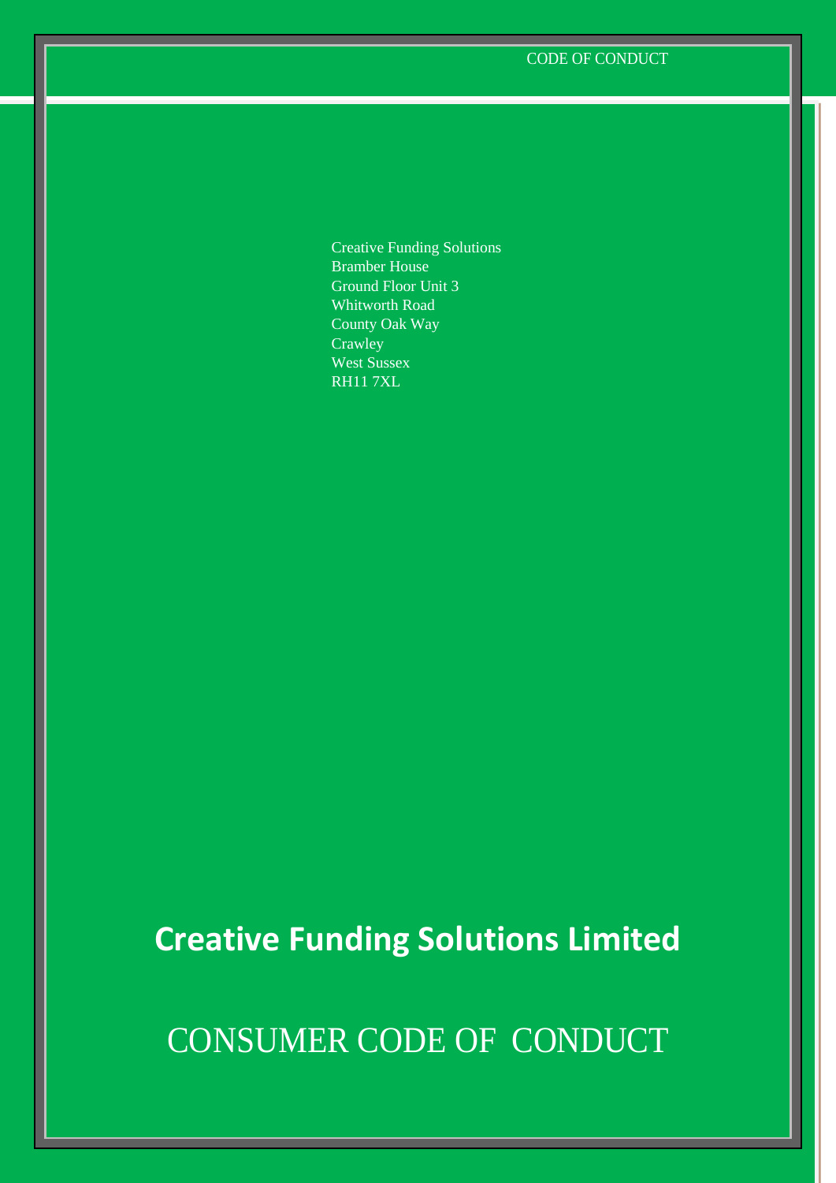Creative Funding Solutions
Bramber House
Ground Floor Unit 3
Whitworth Road
County Oak Way
Crawley
West Sussex
RH11 7XL

# Creative Funding Solutions Limited

# CONSUMER CODE OF CONDUCT